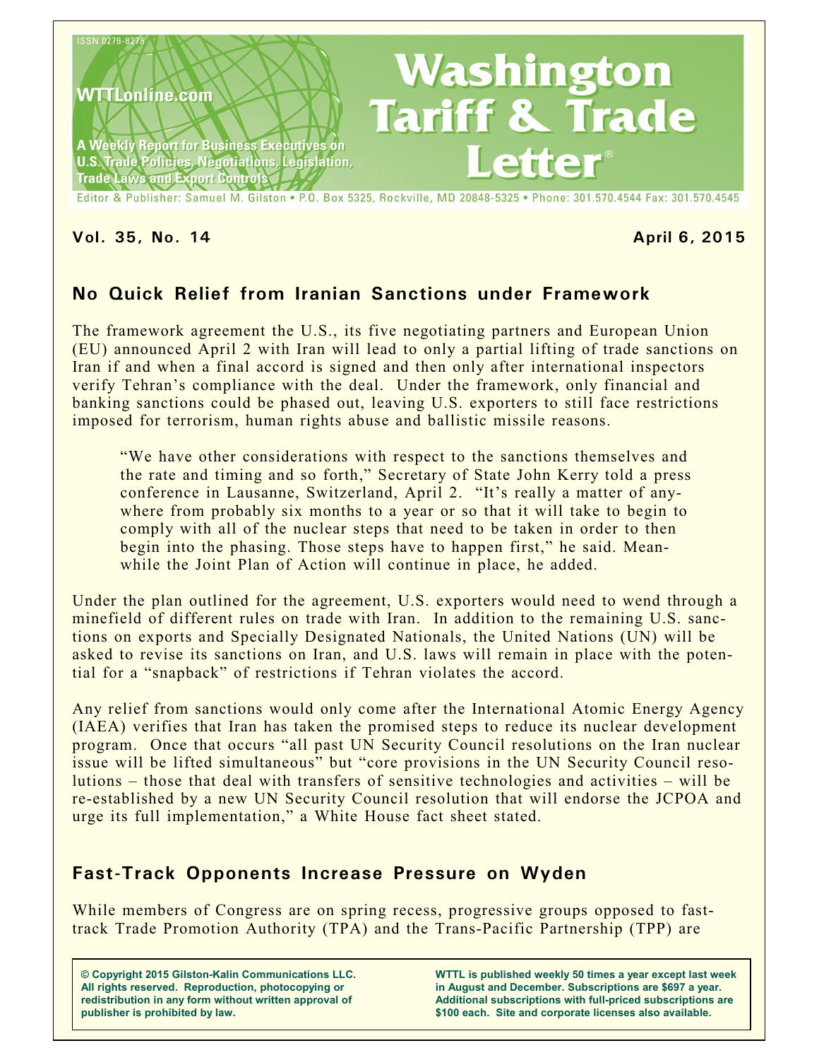ISSN 0276-8275

WTTLonline.com

A Weekly Report for Business Executives on U.S. Trade Policies, Negotiations, Legislation, Trade Laws and Export Controls

# Washington Tariff & Trade Letter®

Editor & Publisher: Samuel M. Gilston • P.O. Box 5325, Rockville, MD 20848-5325 • Phone: 301.570.4544 Fax: 301.570.4545

**Vol. 35, No. 14** **April 6, 2015**

## No Quick Relief from Iranian Sanctions under Framework

The framework agreement the U.S., its five negotiating partners and European Union (EU) announced April 2 with Iran will lead to only a partial lifting of trade sanctions on Iran if and when a final accord is signed and then only after international inspectors verify Tehran's compliance with the deal. Under the framework, only financial and banking sanctions could be phased out, leaving U.S. exporters to still face restrictions imposed for terrorism, human rights abuse and ballistic missile reasons.

> "We have other considerations with respect to the sanctions themselves and the rate and timing and so forth," Secretary of State John Kerry told a press conference in Lausanne, Switzerland, April 2. "It's really a matter of anywhere from probably six months to a year or so that it will take to begin to comply with all of the nuclear steps that need to be taken in order to then begin into the phasing. Those steps have to happen first," he said. Meanwhile the Joint Plan of Action will continue in place, he added.

Under the plan outlined for the agreement, U.S. exporters would need to wend through a minefield of different rules on trade with Iran. In addition to the remaining U.S. sanctions on exports and Specially Designated Nationals, the United Nations (UN) will be asked to revise its sanctions on Iran, and U.S. laws will remain in place with the potential for a "snapback" of restrictions if Tehran violates the accord.

Any relief from sanctions would only come after the International Atomic Energy Agency (IAEA) verifies that Iran has taken the promised steps to reduce its nuclear development program. Once that occurs "all past UN Security Council resolutions on the Iran nuclear issue will be lifted simultaneous" but "core provisions in the UN Security Council resolutions – those that deal with transfers of sensitive technologies and activities – will be re-established by a new UN Security Council resolution that will endorse the JCPOA and urge its full implementation," a White House fact sheet stated.

## Fast-Track Opponents Increase Pressure on Wyden

While members of Congress are on spring recess, progressive groups opposed to fast-track Trade Promotion Authority (TPA) and the Trans-Pacific Partnership (TPP) are

**© Copyright 2015 Gilston-Kalin Communications LLC. All rights reserved. Reproduction, photocopying or redistribution in any form without written approval of publisher is prohibited by law.**

**WTTL is published weekly 50 times a year except last week in August and December. Subscriptions are $697 a year. Additional subscriptions with full-priced subscriptions are $100 each. Site and corporate licenses also available.**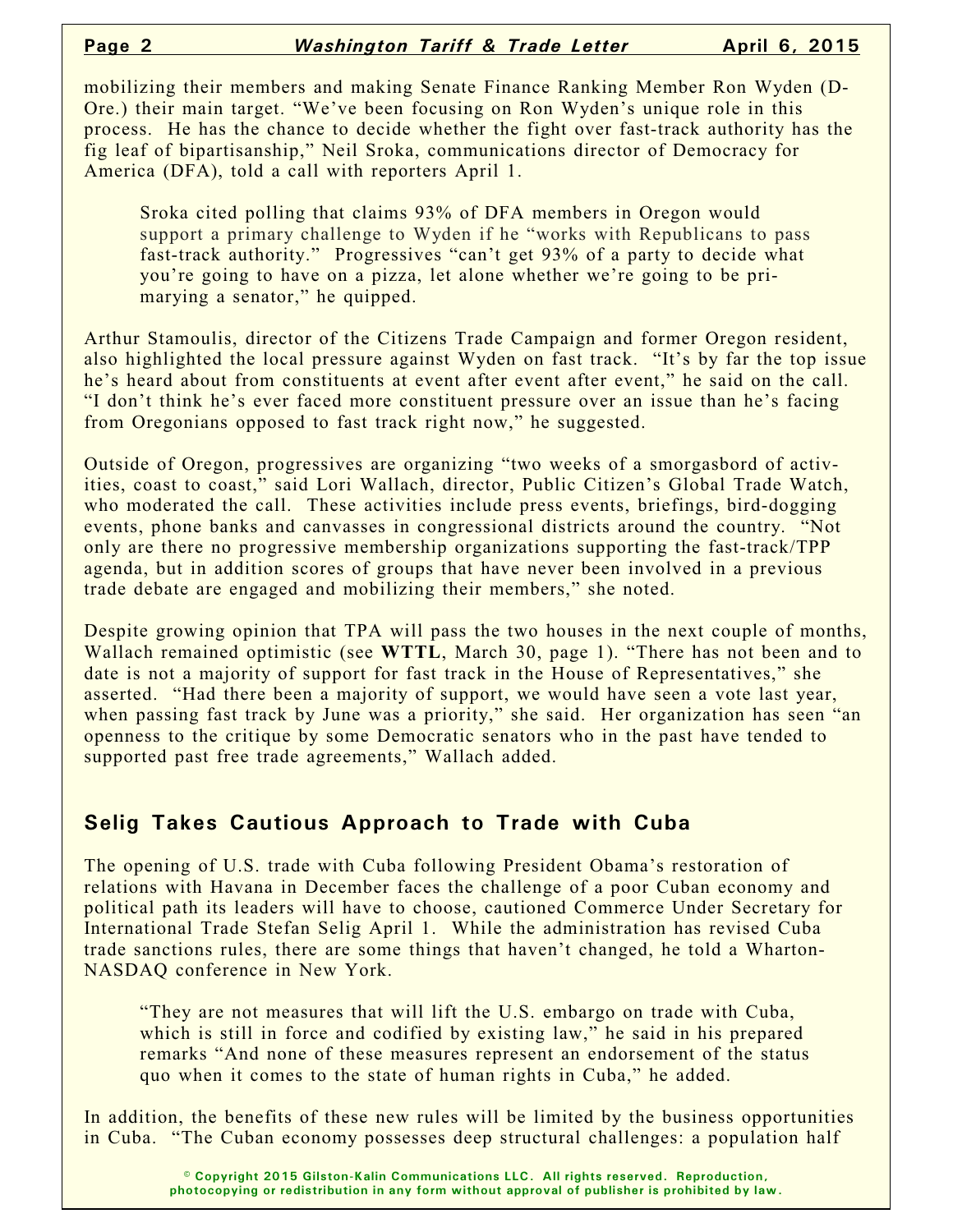mobilizing their members and making Senate Finance Ranking Member Ron Wyden (D-Ore.) their main target. "We've been focusing on Ron Wyden's unique role in this process. He has the chance to decide whether the fight over fast-track authority has the fig leaf of bipartisanship," Neil Sroka, communications director of Democracy for America (DFA), told a call with reporters April 1.

> Sroka cited polling that claims 93% of DFA members in Oregon would support a primary challenge to Wyden if he "works with Republicans to pass fast-track authority." Progressives "can't get 93% of a party to decide what you're going to have on a pizza, let alone whether we're going to be primarying a senator," he quipped.

Arthur Stamoulis, director of the Citizens Trade Campaign and former Oregon resident, also highlighted the local pressure against Wyden on fast track. "It's by far the top issue he's heard about from constituents at event after event after event," he said on the call. "I don't think he's ever faced more constituent pressure over an issue than he's facing from Oregonians opposed to fast track right now," he suggested.

Outside of Oregon, progressives are organizing "two weeks of a smorgasbord of activities, coast to coast," said Lori Wallach, director, Public Citizen's Global Trade Watch, who moderated the call. These activities include press events, briefings, bird-dogging events, phone banks and canvasses in congressional districts around the country. "Not only are there no progressive membership organizations supporting the fast-track/TPP agenda, but in addition scores of groups that have never been involved in a previous trade debate are engaged and mobilizing their members," she noted.

Despite growing opinion that TPA will pass the two houses in the next couple of months, Wallach remained optimistic (see **WTTL**, March 30, page 1). "There has not been and to date is not a majority of support for fast track in the House of Representatives," she asserted. "Had there been a majority of support, we would have seen a vote last year, when passing fast track by June was a priority," she said. Her organization has seen "an openness to the critique by some Democratic senators who in the past have tended to supported past free trade agreements," Wallach added.

## Selig Takes Cautious Approach to Trade with Cuba

The opening of U.S. trade with Cuba following President Obama's restoration of relations with Havana in December faces the challenge of a poor Cuban economy and political path its leaders will have to choose, cautioned Commerce Under Secretary for International Trade Stefan Selig April 1. While the administration has revised Cuba trade sanctions rules, there are some things that haven't changed, he told a Wharton-NASDAQ conference in New York.

> "They are not measures that will lift the U.S. embargo on trade with Cuba, which is still in force and codified by existing law," he said in his prepared remarks "And none of these measures represent an endorsement of the status quo when it comes to the state of human rights in Cuba," he added.

In addition, the benefits of these new rules will be limited by the business opportunities in Cuba. "The Cuban economy possesses deep structural challenges: a population half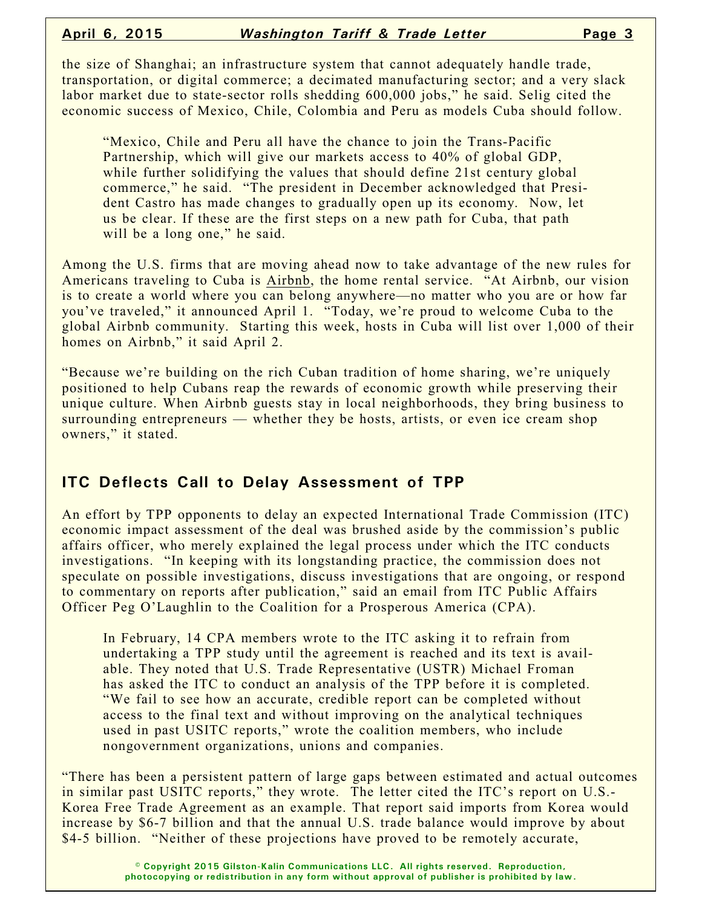the size of Shanghai; an infrastructure system that cannot adequately handle trade, transportation, or digital commerce; a decimated manufacturing sector; and a very slack labor market due to state-sector rolls shedding 600,000 jobs," he said. Selig cited the economic success of Mexico, Chile, Colombia and Peru as models Cuba should follow.

> "Mexico, Chile and Peru all have the chance to join the Trans-Pacific Partnership, which will give our markets access to 40% of global GDP, while further solidifying the values that should define 21st century global commerce," he said. "The president in December acknowledged that President Castro has made changes to gradually open up its economy. Now, let us be clear. If these are the first steps on a new path for Cuba, that path will be a long one," he said.

Among the U.S. firms that are moving ahead now to take advantage of the new rules for Americans traveling to Cuba is Airbnb, the home rental service. "At Airbnb, our vision is to create a world where you can belong anywhere—no matter who you are or how far you've traveled," it announced April 1. "Today, we're proud to welcome Cuba to the global Airbnb community. Starting this week, hosts in Cuba will list over 1,000 of their homes on Airbnb," it said April 2.

"Because we're building on the rich Cuban tradition of home sharing, we're uniquely positioned to help Cubans reap the rewards of economic growth while preserving their unique culture. When Airbnb guests stay in local neighborhoods, they bring business to surrounding entrepreneurs — whether they be hosts, artists, or even ice cream shop owners," it stated.

## ITC Deflects Call to Delay Assessment of TPP

An effort by TPP opponents to delay an expected International Trade Commission (ITC) economic impact assessment of the deal was brushed aside by the commission's public affairs officer, who merely explained the legal process under which the ITC conducts investigations. "In keeping with its longstanding practice, the commission does not speculate on possible investigations, discuss investigations that are ongoing, or respond to commentary on reports after publication," said an email from ITC Public Affairs Officer Peg O'Laughlin to the Coalition for a Prosperous America (CPA).

> In February, 14 CPA members wrote to the ITC asking it to refrain from undertaking a TPP study until the agreement is reached and its text is available. They noted that U.S. Trade Representative (USTR) Michael Froman has asked the ITC to conduct an analysis of the TPP before it is completed. "We fail to see how an accurate, credible report can be completed without access to the final text and without improving on the analytical techniques used in past USITC reports," wrote the coalition members, who include nongovernment organizations, unions and companies.

"There has been a persistent pattern of large gaps between estimated and actual outcomes in similar past USITC reports," they wrote. The letter cited the ITC's report on U.S.-Korea Free Trade Agreement as an example. That report said imports from Korea would increase by $6-7 billion and that the annual U.S. trade balance would improve by about $4-5 billion. "Neither of these projections have proved to be remotely accurate,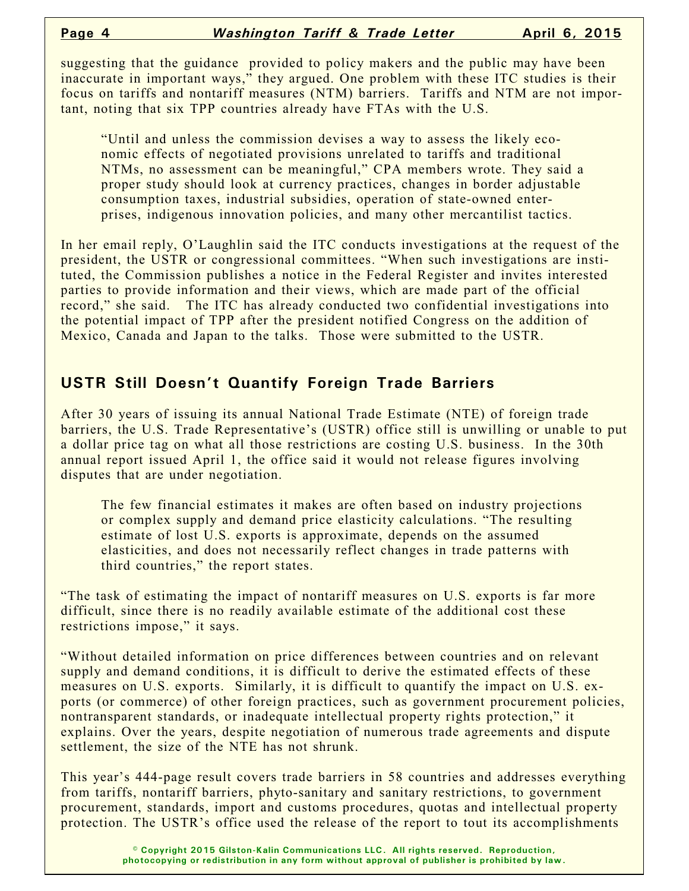suggesting that the guidance provided to policy makers and the public may have been inaccurate in important ways," they argued. One problem with these ITC studies is their focus on tariffs and nontariff measures (NTM) barriers. Tariffs and NTM are not important, noting that six TPP countries already have FTAs with the U.S.

> "Until and unless the commission devises a way to assess the likely economic effects of negotiated provisions unrelated to tariffs and traditional NTMs, no assessment can be meaningful," CPA members wrote. They said a proper study should look at currency practices, changes in border adjustable consumption taxes, industrial subsidies, operation of state-owned enterprises, indigenous innovation policies, and many other mercantilist tactics.

In her email reply, O'Laughlin said the ITC conducts investigations at the request of the president, the USTR or congressional committees. "When such investigations are instituted, the Commission publishes a notice in the Federal Register and invites interested parties to provide information and their views, which are made part of the official record," she said. The ITC has already conducted two confidential investigations into the potential impact of TPP after the president notified Congress on the addition of Mexico, Canada and Japan to the talks. Those were submitted to the USTR.

## USTR Still Doesn't Quantify Foreign Trade Barriers

After 30 years of issuing its annual National Trade Estimate (NTE) of foreign trade barriers, the U.S. Trade Representative's (USTR) office still is unwilling or unable to put a dollar price tag on what all those restrictions are costing U.S. business. In the 30th annual report issued April 1, the office said it would not release figures involving disputes that are under negotiation.

> The few financial estimates it makes are often based on industry projections or complex supply and demand price elasticity calculations. "The resulting estimate of lost U.S. exports is approximate, depends on the assumed elasticities, and does not necessarily reflect changes in trade patterns with third countries," the report states.

"The task of estimating the impact of nontariff measures on U.S. exports is far more difficult, since there is no readily available estimate of the additional cost these restrictions impose," it says.

"Without detailed information on price differences between countries and on relevant supply and demand conditions, it is difficult to derive the estimated effects of these measures on U.S. exports. Similarly, it is difficult to quantify the impact on U.S. exports (or commerce) of other foreign practices, such as government procurement policies, nontransparent standards, or inadequate intellectual property rights protection," it explains. Over the years, despite negotiation of numerous trade agreements and dispute settlement, the size of the NTE has not shrunk.

This year's 444-page result covers trade barriers in 58 countries and addresses everything from tariffs, nontariff barriers, phyto-sanitary and sanitary restrictions, to government procurement, standards, import and customs procedures, quotas and intellectual property protection. The USTR's office used the release of the report to tout its accomplishments

© Copyright 2015 Gilston-Kalin Communications LLC. All rights reserved. Reproduction, photocopying or redistribution in any form without approval of publisher is prohibited by law.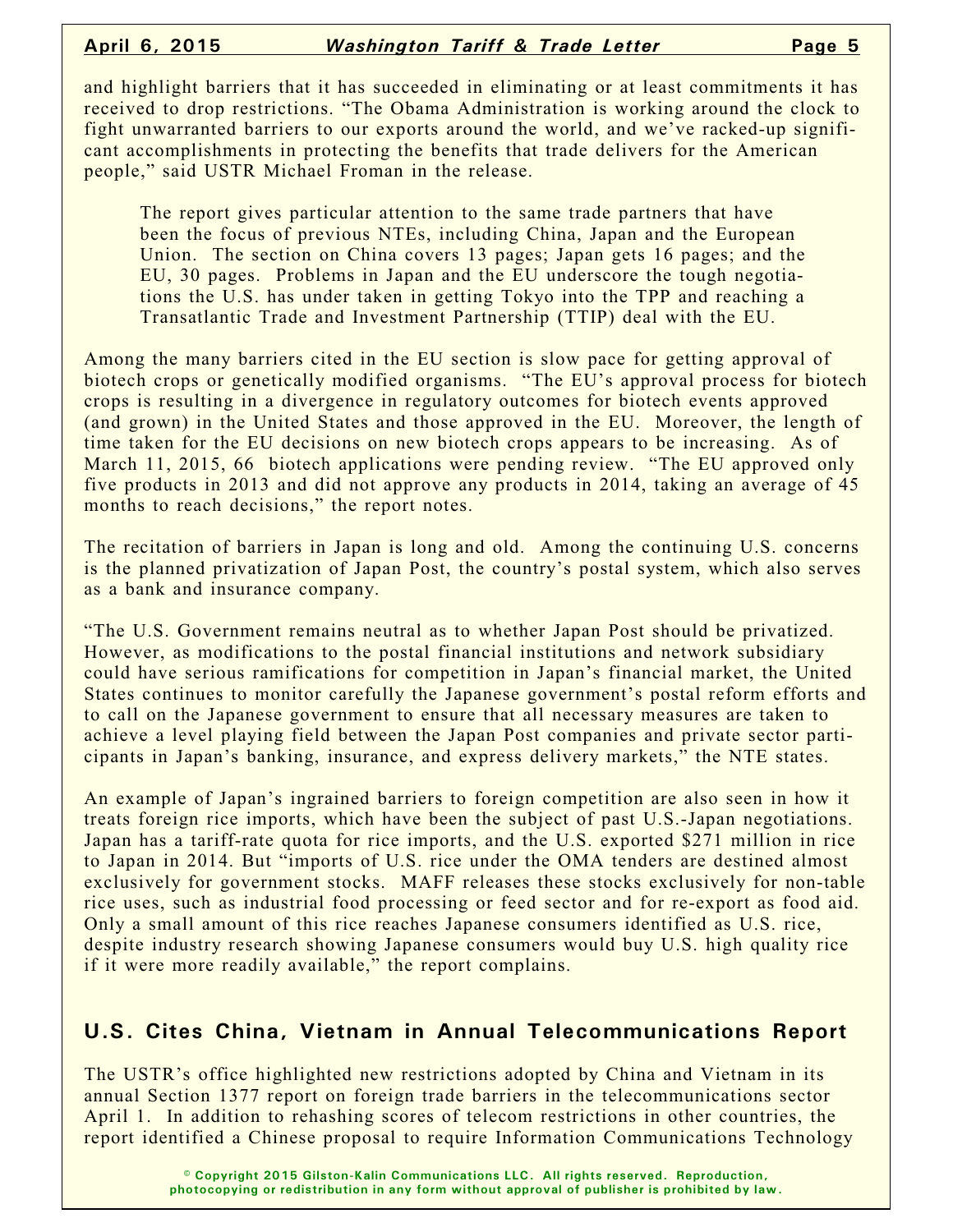and highlight barriers that it has succeeded in eliminating or at least commitments it has received to drop restrictions. "The Obama Administration is working around the clock to fight unwarranted barriers to our exports around the world, and we've racked-up significant accomplishments in protecting the benefits that trade delivers for the American people," said USTR Michael Froman in the release.

> The report gives particular attention to the same trade partners that have been the focus of previous NTEs, including China, Japan and the European Union. The section on China covers 13 pages; Japan gets 16 pages; and the EU, 30 pages. Problems in Japan and the EU underscore the tough negotiations the U.S. has under taken in getting Tokyo into the TPP and reaching a Transatlantic Trade and Investment Partnership (TTIP) deal with the EU.

Among the many barriers cited in the EU section is slow pace for getting approval of biotech crops or genetically modified organisms. "The EU's approval process for biotech crops is resulting in a divergence in regulatory outcomes for biotech events approved (and grown) in the United States and those approved in the EU. Moreover, the length of time taken for the EU decisions on new biotech crops appears to be increasing. As of March 11, 2015, 66 biotech applications were pending review. "The EU approved only five products in 2013 and did not approve any products in 2014, taking an average of 45 months to reach decisions," the report notes.

The recitation of barriers in Japan is long and old. Among the continuing U.S. concerns is the planned privatization of Japan Post, the country's postal system, which also serves as a bank and insurance company.

"The U.S. Government remains neutral as to whether Japan Post should be privatized. However, as modifications to the postal financial institutions and network subsidiary could have serious ramifications for competition in Japan's financial market, the United States continues to monitor carefully the Japanese government's postal reform efforts and to call on the Japanese government to ensure that all necessary measures are taken to achieve a level playing field between the Japan Post companies and private sector participants in Japan's banking, insurance, and express delivery markets," the NTE states.

An example of Japan's ingrained barriers to foreign competition are also seen in how it treats foreign rice imports, which have been the subject of past U.S.-Japan negotiations. Japan has a tariff-rate quota for rice imports, and the U.S. exported $271 million in rice to Japan in 2014. But "imports of U.S. rice under the OMA tenders are destined almost exclusively for government stocks. MAFF releases these stocks exclusively for non-table rice uses, such as industrial food processing or feed sector and for re-export as food aid. Only a small amount of this rice reaches Japanese consumers identified as U.S. rice, despite industry research showing Japanese consumers would buy U.S. high quality rice if it were more readily available," the report complains.

## U.S. Cites China, Vietnam in Annual Telecommunications Report

The USTR's office highlighted new restrictions adopted by China and Vietnam in its annual Section 1377 report on foreign trade barriers in the telecommunications sector April 1. In addition to rehashing scores of telecom restrictions in other countries, the report identified a Chinese proposal to require Information Communications Technology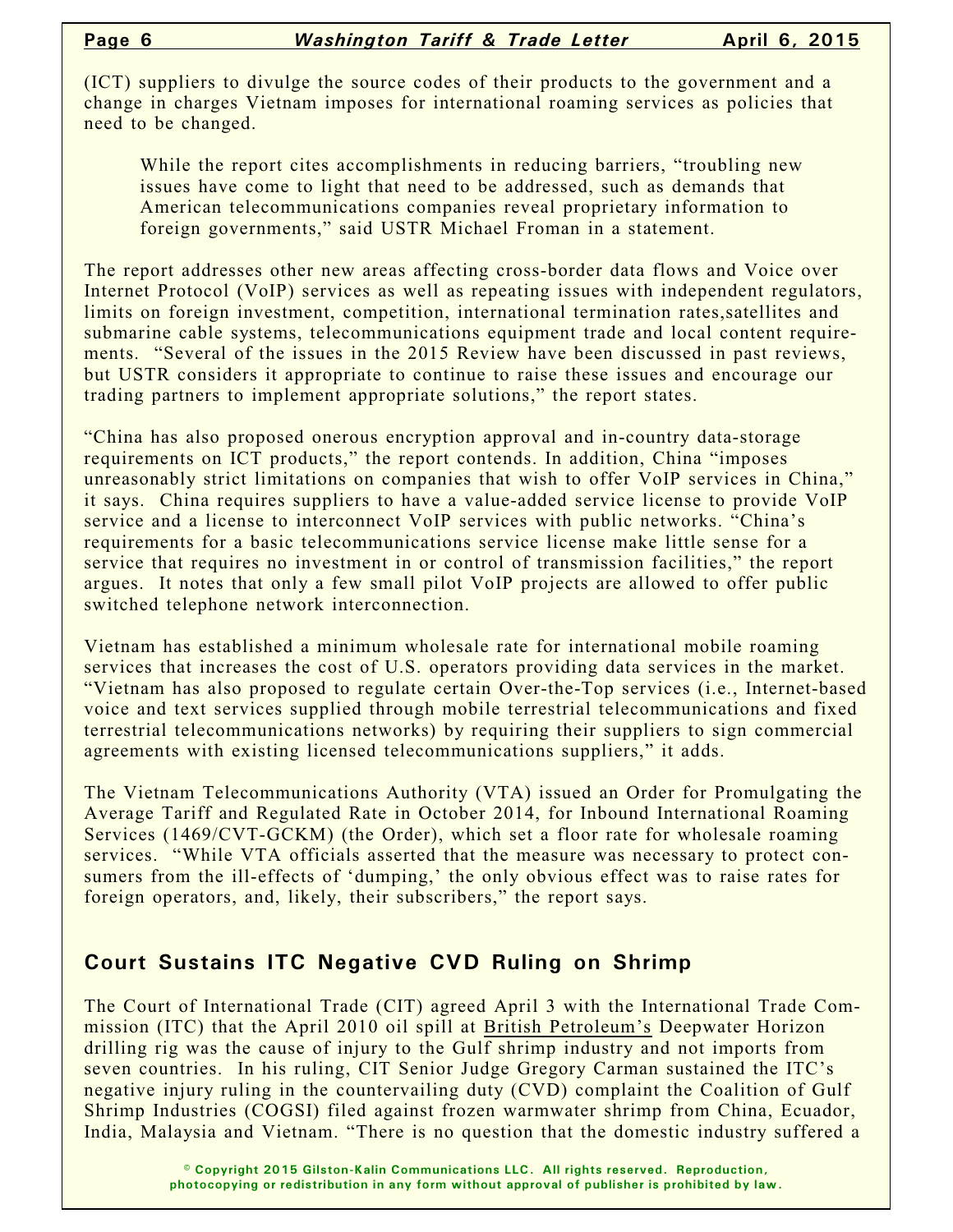(ICT) suppliers to divulge the source codes of their products to the government and a change in charges Vietnam imposes for international roaming services as policies that need to be changed.

> While the report cites accomplishments in reducing barriers, "troubling new issues have come to light that need to be addressed, such as demands that American telecommunications companies reveal proprietary information to foreign governments," said USTR Michael Froman in a statement.

The report addresses other new areas affecting cross-border data flows and Voice over Internet Protocol (VoIP) services as well as repeating issues with independent regulators, limits on foreign investment, competition, international termination rates,satellites and submarine cable systems, telecommunications equipment trade and local content requirements. "Several of the issues in the 2015 Review have been discussed in past reviews, but USTR considers it appropriate to continue to raise these issues and encourage our trading partners to implement appropriate solutions," the report states.

"China has also proposed onerous encryption approval and in-country data-storage requirements on ICT products," the report contends. In addition, China "imposes unreasonably strict limitations on companies that wish to offer VoIP services in China," it says. China requires suppliers to have a value-added service license to provide VoIP service and a license to interconnect VoIP services with public networks. "China's requirements for a basic telecommunications service license make little sense for a service that requires no investment in or control of transmission facilities," the report argues. It notes that only a few small pilot VoIP projects are allowed to offer public switched telephone network interconnection.

Vietnam has established a minimum wholesale rate for international mobile roaming services that increases the cost of U.S. operators providing data services in the market. "Vietnam has also proposed to regulate certain Over-the-Top services (i.e., Internet-based voice and text services supplied through mobile terrestrial telecommunications and fixed terrestrial telecommunications networks) by requiring their suppliers to sign commercial agreements with existing licensed telecommunications suppliers," it adds.

The Vietnam Telecommunications Authority (VTA) issued an Order for Promulgating the Average Tariff and Regulated Rate in October 2014, for Inbound International Roaming Services (1469/CVT-GCKM) (the Order), which set a floor rate for wholesale roaming services. "While VTA officials asserted that the measure was necessary to protect consumers from the ill-effects of 'dumping,' the only obvious effect was to raise rates for foreign operators and, likely, their subscribers," the report says.

## Court Sustains ITC Negative CVD Ruling on Shrimp

The Court of International Trade (CIT) agreed April 3 with the International Trade Commission (ITC) that the April 2010 oil spill at British Petroleum's Deepwater Horizon drilling rig was the cause of injury to the Gulf shrimp industry and not imports from seven countries. In his ruling, CIT Senior Judge Gregory Carman sustained the ITC's negative injury ruling in the countervailing duty (CVD) complaint the Coalition of Gulf Shrimp Industries (COGSI) filed against frozen warmwater shrimp from China, Ecuador, India, Malaysia and Vietnam. "There is no question that the domestic industry suffered a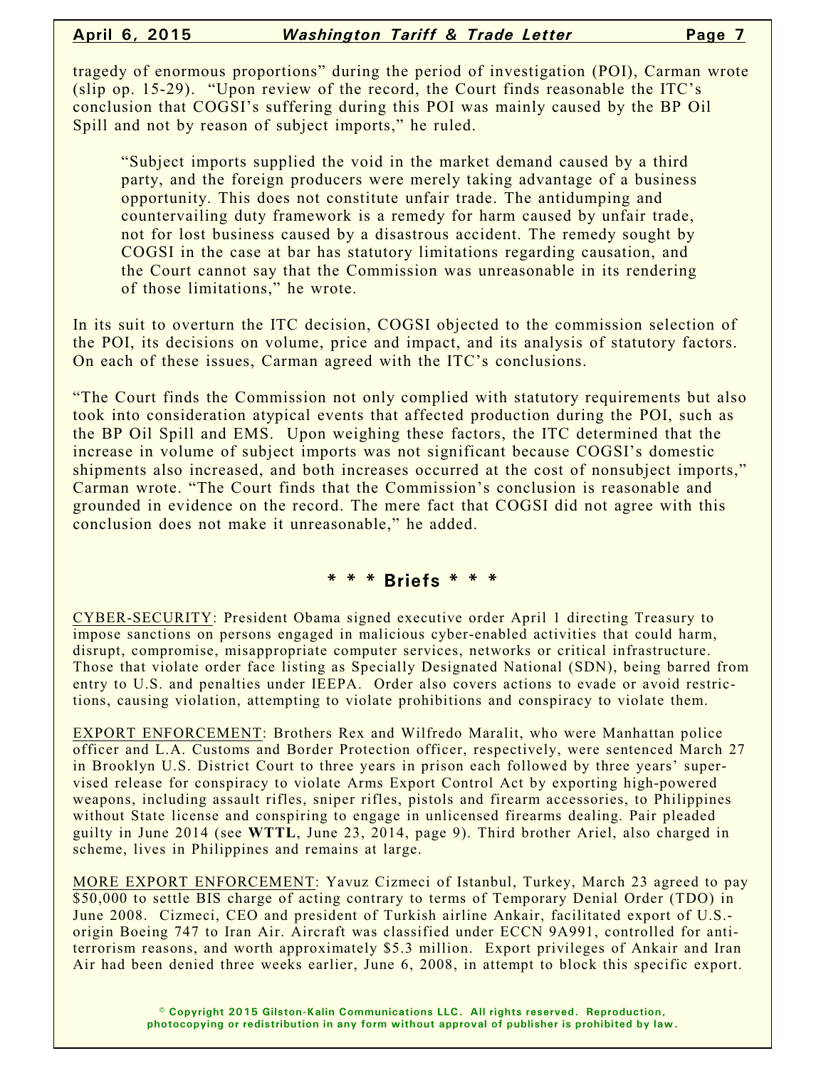tragedy of enormous proportions" during the period of investigation (POI), Carman wrote (slip op. 15-29). "Upon review of the record, the Court finds reasonable the ITC's conclusion that COGSI's suffering during this POI was mainly caused by the BP Oil Spill and not by reason of subject imports," he ruled.

> "Subject imports supplied the void in the market demand caused by a third party, and the foreign producers were merely taking advantage of a business opportunity. This does not constitute unfair trade. The antidumping and countervailing duty framework is a remedy for harm caused by unfair trade, not for lost business caused by a disastrous accident. The remedy sought by COGSI in the case at bar has statutory limitations regarding causation, and the Court cannot say that the Commission was unreasonable in its rendering of those limitations," he wrote.

In its suit to overturn the ITC decision, COGSI objected to the commission selection of the POI, its decisions on volume, price and impact, and its analysis of statutory factors. On each of these issues, Carman agreed with the ITC's conclusions.

"The Court finds the Commission not only complied with statutory requirements but also took into consideration atypical events that affected production during the POI, such as the BP Oil Spill and EMS. Upon weighing these factors, the ITC determined that the increase in volume of subject imports was not significant because COGSI's domestic shipments also increased, and both increases occurred at the cost of nonsubject imports," Carman wrote. "The Court finds that the Commission's conclusion is reasonable and grounded in evidence on the record. The mere fact that COGSI did not agree with this conclusion does not make it unreasonable," he added.

## * * * Briefs * * *

CYBER-SECURITY: President Obama signed executive order April 1 directing Treasury to impose sanctions on persons engaged in malicious cyber-enabled activities that could harm, disrupt, compromise, misappropriate computer services, networks or critical infrastructure. Those that violate order face listing as Specially Designated National (SDN), being barred from entry to U.S. and penalties under IEEPA. Order also covers actions to evade or avoid restrictions, causing violation, attempting to violate prohibitions and conspiracy to violate them.

EXPORT ENFORCEMENT: Brothers Rex and Wilfredo Maralit, who were Manhattan police officer and L.A. Customs and Border Protection officer, respectively, were sentenced March 27 in Brooklyn U.S. District Court to three years in prison each followed by three years' supervised release for conspiracy to violate Arms Export Control Act by exporting high-powered weapons, including assault rifles, sniper rifles, pistols and firearm accessories, to Philippines without State license and conspiring to engage in unlicensed firearms dealing. Pair pleaded guilty in June 2014 (see **WTTL**, June 23, 2014, page 9). Third brother Ariel, also charged in scheme, lives in Philippines and remains at large.

MORE EXPORT ENFORCEMENT: Yavuz Cizmeci of Istanbul, Turkey, March 23 agreed to pay $50,000 to settle BIS charge of acting contrary to terms of Temporary Denial Order (TDO) in June 2008. Cizmeci, CEO and president of Turkish airline Ankair, facilitated export of U.S.-origin Boeing 747 to Iran Air. Aircraft was classified under ECCN 9A991, controlled for anti-terrorism reasons, and worth approximately $5.3 million. Export privileges of Ankair and Iran Air had been denied three weeks earlier, June 6, 2008, in attempt to block this specific export.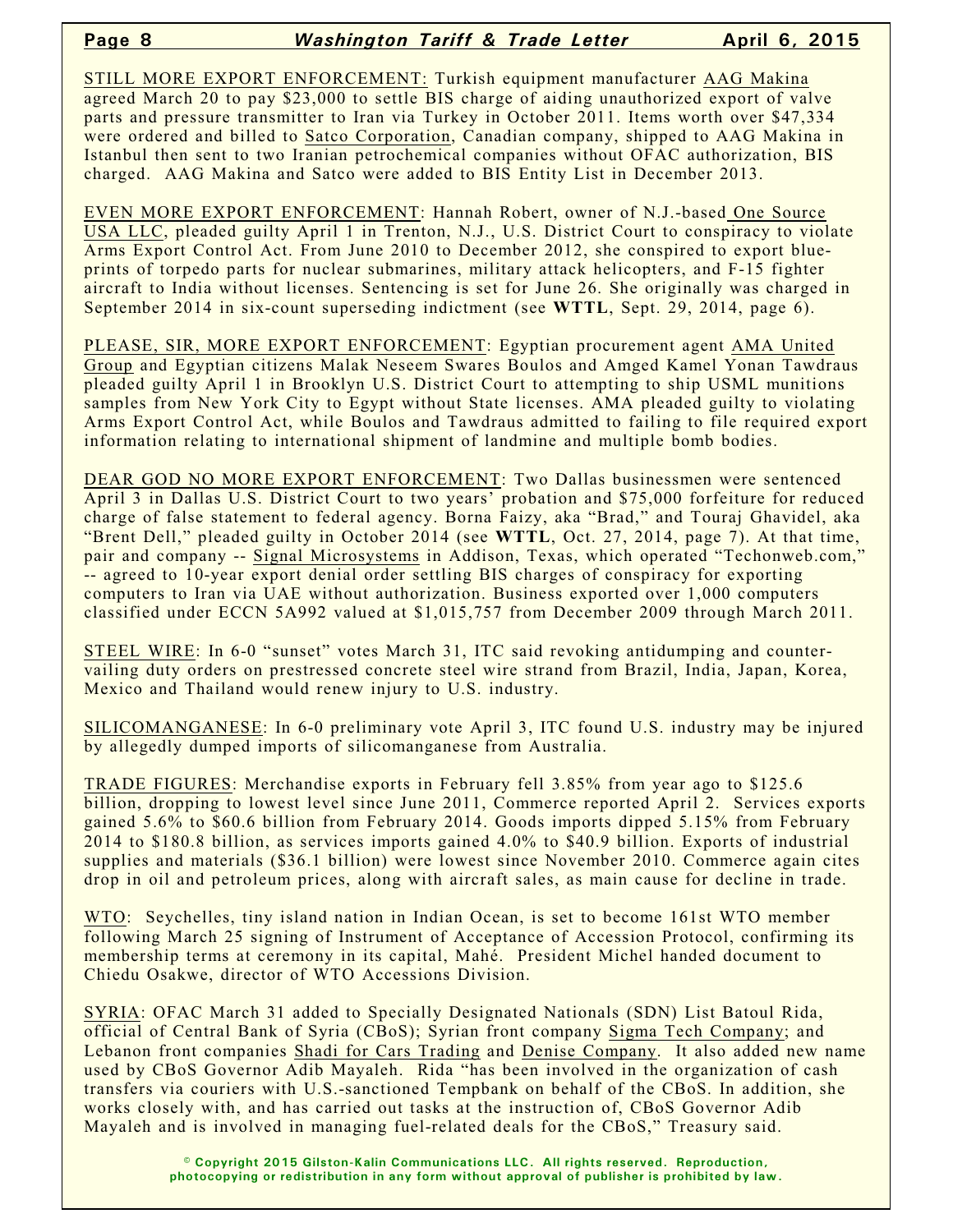<u>STILL MORE EXPORT ENFORCEMENT:</u> Turkish equipment manufacturer <u>AAG Makina</u> agreed March 20 to pay $23,000 to settle BIS charge of aiding unauthorized export of valve parts and pressure transmitter to Iran via Turkey in October 2011. Items worth over $47,334 were ordered and billed to <u>Satco Corporation</u>, Canadian company, shipped to AAG Makina in Istanbul then sent to two Iranian petrochemical companies without OFAC authorization, BIS charged. AAG Makina and Satco were added to BIS Entity List in December 2013.

<u>EVEN MORE EXPORT ENFORCEMENT</u>: Hannah Robert, owner of N.J.-based <u>One Source USA LLC</u>, pleaded guilty April 1 in Trenton, N.J., U.S. District Court to conspiracy to violate Arms Export Control Act. From June 2010 to December 2012, she conspired to export blueprints of torpedo parts for nuclear submarines, military attack helicopters, and F-15 fighter aircraft to India without licenses. Sentencing is set for June 26. She originally was charged in September 2014 in six-count superseding indictment (see **WTTL**, Sept. 29, 2014, page 6).

<u>PLEASE, SIR, MORE EXPORT ENFORCEMENT</u>: Egyptian procurement agent <u>AMA United Group</u> and Egyptian citizens Malak Neseem Swares Boulos and Amged Kamel Yonan Tawdraus pleaded guilty April 1 in Brooklyn U.S. District Court to attempting to ship USML munitions samples from New York City to Egypt without State licenses. AMA pleaded guilty to violating Arms Export Control Act, while Boulos and Tawdraus admitted to failing to file required export information relating to international shipment of landmine and multiple bomb bodies.

<u>DEAR GOD NO MORE EXPORT ENFORCEMENT</u>: Two Dallas businessmen were sentenced April 3 in Dallas U.S. District Court to two years' probation and $75,000 forfeiture for reduced charge of false statement to federal agency. Borna Faizy, aka "Brad," and Touraj Ghavidel, aka "Brent Dell," pleaded guilty in October 2014 (see **WTTL**, Oct. 27, 2014, page 7). At that time, pair and company -- <u>Signal Microsystems</u> in Addison, Texas, which operated "Techonweb.com," -- agreed to 10-year export denial order settling BIS charges of conspiracy for exporting computers to Iran via UAE without authorization. Business exported over 1,000 computers classified under ECCN 5A992 valued at $1,015,757 from December 2009 through March 2011.

<u>STEEL WIRE</u>: In 6-0 "sunset" votes March 31, ITC said revoking antidumping and countervailing duty orders on prestressed concrete steel wire strand from Brazil, India, Japan, Korea, Mexico and Thailand would renew injury to U.S. industry.

<u>SILICOMANGANESE</u>: In 6-0 preliminary vote April 3, ITC found U.S. industry may be injured by allegedly dumped imports of silicomanganese from Australia.

<u>TRADE FIGURES</u>: Merchandise exports in February fell 3.85% from year ago to $125.6 billion, dropping to lowest level since June 2011, Commerce reported April 2. Services exports gained 5.6% to $60.6 billion from February 2014. Goods imports dipped 5.15% from February 2014 to $180.8 billion, as services imports gained 4.0% to $40.9 billion. Exports of industrial supplies and materials ($36.1 billion) were lowest since November 2010. Commerce again cites drop in oil and petroleum prices, along with aircraft sales, as main cause for decline in trade.

<u>WTO</u>: Seychelles, tiny island nation in Indian Ocean, is set to become 161st WTO member following March 25 signing of Instrument of Acceptance of Accession Protocol, confirming its membership terms at ceremony in its capital, Mahé. President Michel handed document to Chiedu Osakwe, director of WTO Accessions Division.

<u>SYRIA</u>: OFAC March 31 added to Specially Designated Nationals (SDN) List Batoul Rida, official of Central Bank of Syria (CBoS); Syrian front company <u>Sigma Tech Company</u>; and Lebanon front companies <u>Shadi for Cars Trading</u> and <u>Denise Company</u>. It also added new name used by CBoS Governor Adib Mayaleh. Rida "has been involved in the organization of cash transfers via couriers with U.S.-sanctioned Tempbank on behalf of the CBoS. In addition, she works closely with, and has carried out tasks at the instruction of, CBoS Governor Adib Mayaleh and is involved in managing fuel-related deals for the CBoS," Treasury said.

**© Copyright 2015 Gilston-Kalin Communications LLC. All rights reserved. Reproduction, photocopying or redistribution in any form without approval of publisher is prohibited by law.**